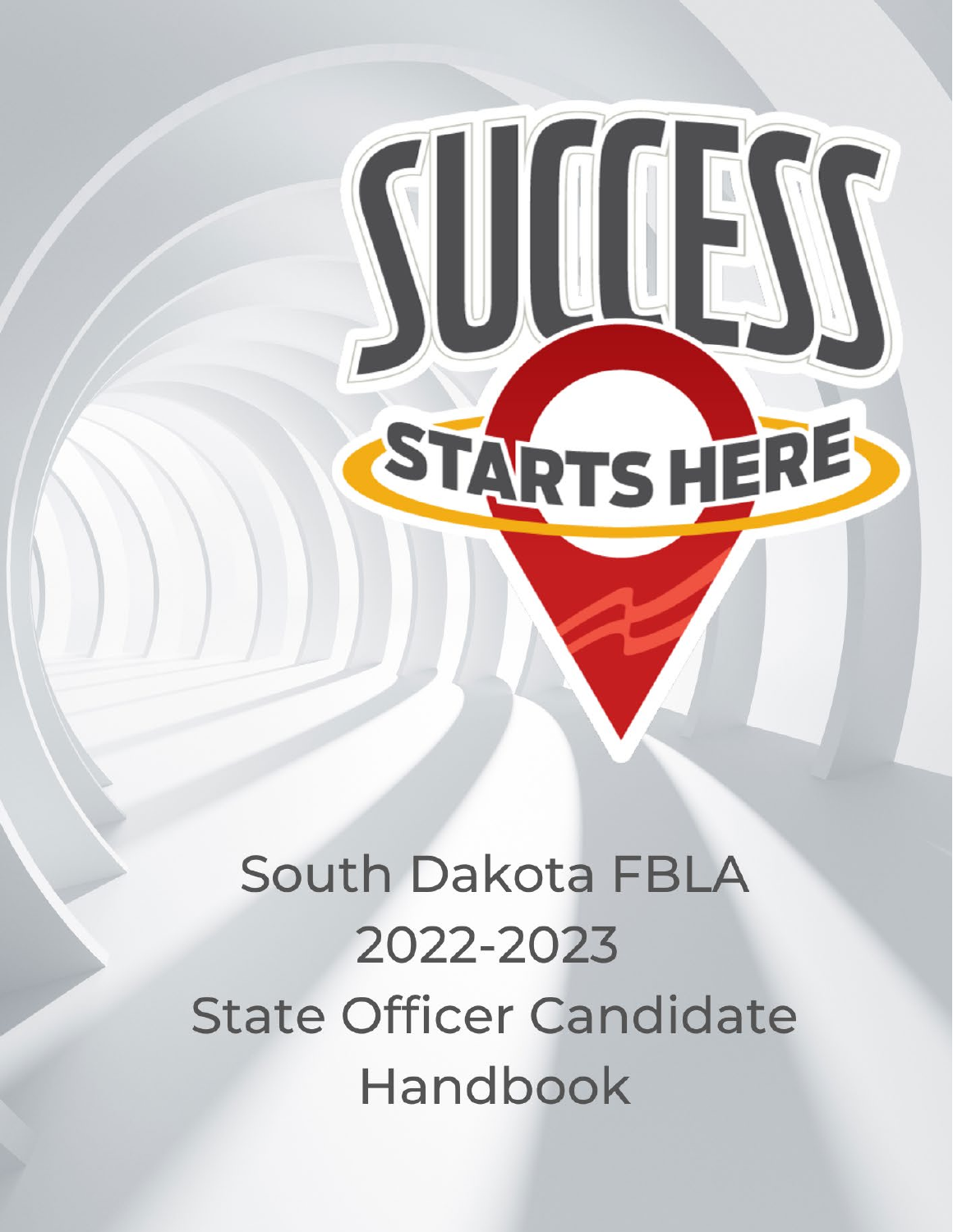# SUCCESS STARTS HERE

South Dakota FBLA 2022-2023 State Officer Candidate Handbook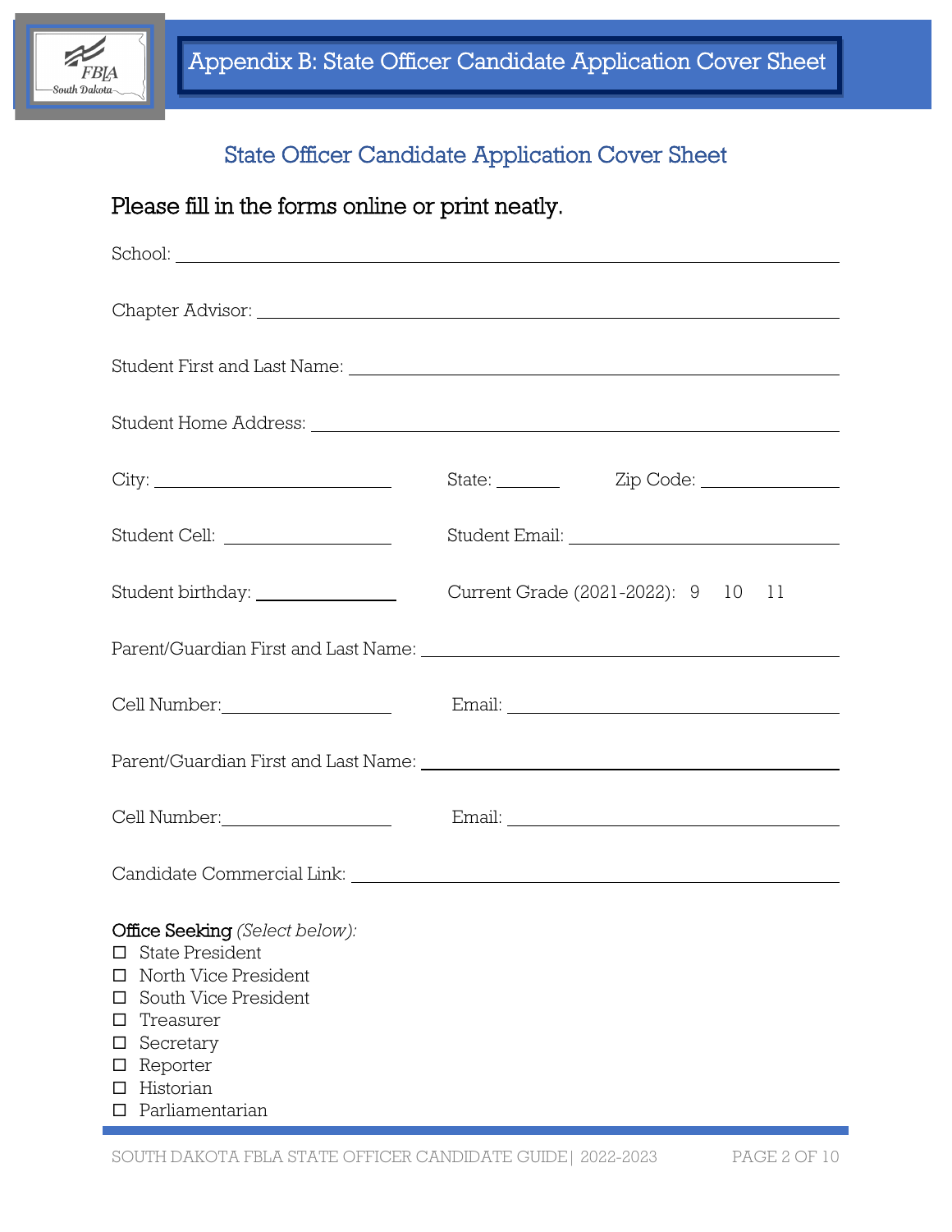# Appendix B: State Officer Candidate Application Cover Sheet

## State Officer Candidate Application Cover Sheet

Please fill in the forms online or print neatly.

School: ____________________

Chapter Advisor: ____________________

Student First and Last Name: ____________________

Student Home Address: ____________________

City: ____________________ State: ________ Zip Code: ____________

Student Cell: ____________ Student Email: ____________________

Student birthday: ____________ Current Grade (2021-2022): 9 10 11

Parent/Guardian First and Last Name: ____________________

Cell Number: ____________ Email: ____________________

Parent/Guardian First and Last Name: ____________________

Cell Number: ____________ Email: ____________________

Candidate Commercial Link: ____________________

**Office Seeking** *(Select below):*

- ☐ State President
- ☐ North Vice President
- ☐ South Vice President
- ☐ Treasurer
- ☐ Secretary
- ☐ Reporter
- ☐ Historian
- ☐ Parliamentarian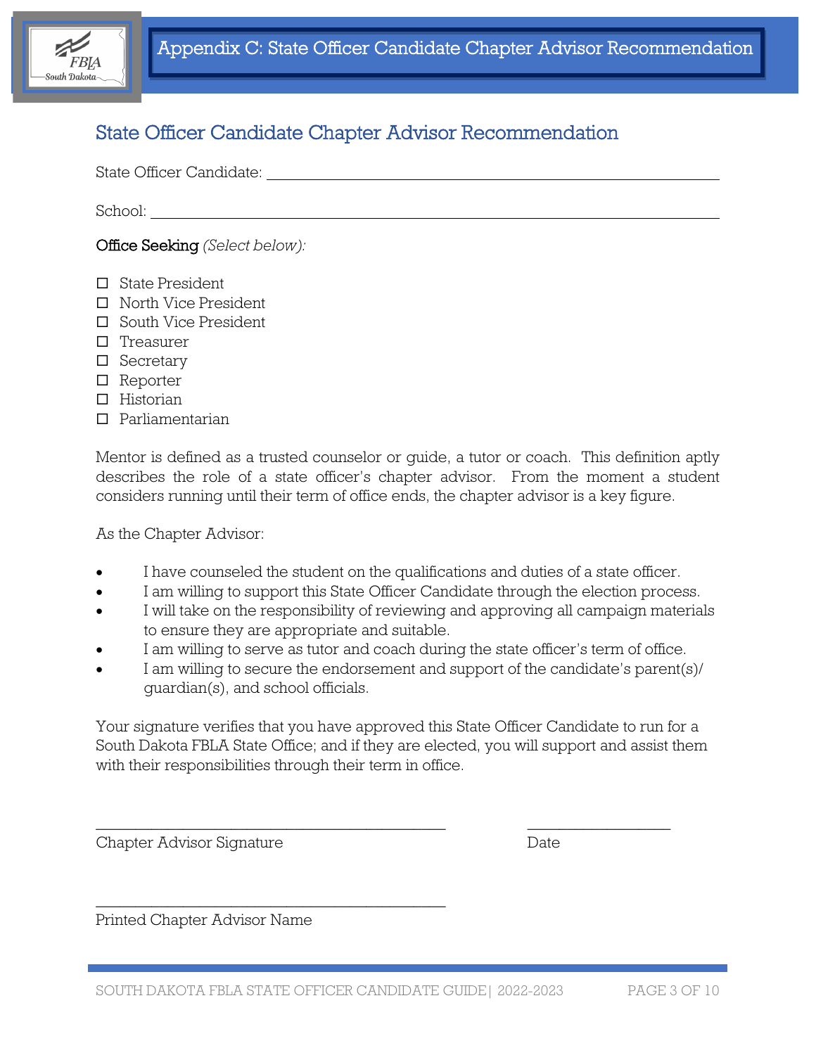# Appendix C: State Officer Candidate Chapter Advisor Recommendation

## State Officer Candidate Chapter Advisor Recommendation

State Officer Candidate: ______________________________________________

School: ______________________________________________

Office Seeking *(Select below):*

- ☐ State President
- ☐ North Vice President
- ☐ South Vice President
- ☐ Treasurer
- ☐ Secretary
- ☐ Reporter
- ☐ Historian
- ☐ Parliamentarian

Mentor is defined as a trusted counselor or guide, a tutor or coach. This definition aptly describes the role of a state officer's chapter advisor. From the moment a student considers running until their term of office ends, the chapter advisor is a key figure.

As the Chapter Advisor:

- I have counseled the student on the qualifications and duties of a state officer.
- I am willing to support this State Officer Candidate through the election process.
- I will take on the responsibility of reviewing and approving all campaign materials to ensure they are appropriate and suitable.
- I am willing to serve as tutor and coach during the state officer's term of office.
- I am willing to secure the endorsement and support of the candidate's parent(s)/ guardian(s), and school officials.

Your signature verifies that you have approved this State Officer Candidate to run for a South Dakota FBLA State Office; and if they are elected, you will support and assist them with their responsibilities through their term in office.

______________________________________________ ____________________

Chapter Advisor Signature Date

______________________________________________

Printed Chapter Advisor Name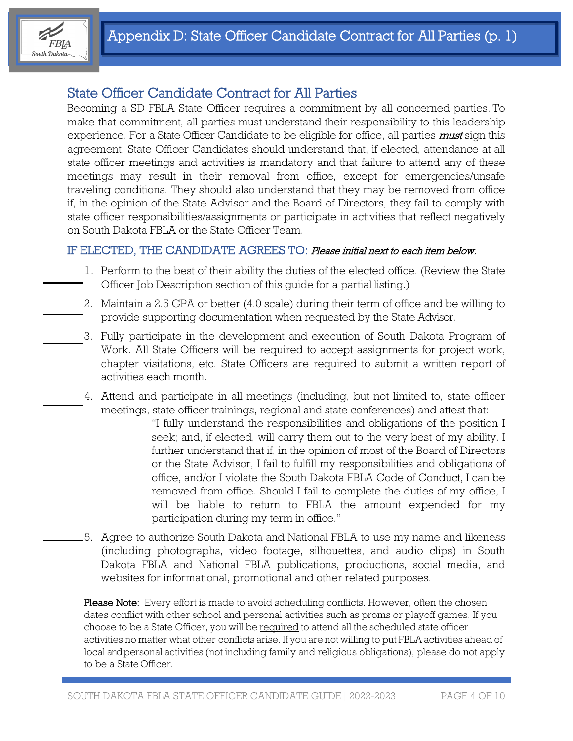# Appendix D: State Officer Candidate Contract for All Parties (p. 1)

## State Officer Candidate Contract for All Parties

Becoming a SD FBLA State Officer requires a commitment by all concerned parties. To make that commitment, all parties must understand their responsibility to this leadership experience. For a State Officer Candidate to be eligible for office, all parties *must* sign this agreement. State Officer Candidates should understand that, if elected, attendance at all state officer meetings and activities is mandatory and that failure to attend any of these meetings may result in their removal from office, except for emergencies/unsafe traveling conditions. They should also understand that they may be removed from office if, in the opinion of the State Advisor and the Board of Directors, they fail to comply with state officer responsibilities/assignments or participate in activities that reflect negatively on South Dakota FBLA or the State Officer Team.

### IF ELECTED, THE CANDIDATE AGREES TO: *Please initial next to each item below.*

_______ 1. Perform to the best of their ability the duties of the elected office. (Review the State Officer Job Description section of this guide for a partial listing.)

_______ 2. Maintain a 2.5 GPA or better (4.0 scale) during their term of office and be willing to provide supporting documentation when requested by the State Advisor.

_______ 3. Fully participate in the development and execution of South Dakota Program of Work. All State Officers will be required to accept assignments for project work, chapter visitations, etc. State Officers are required to submit a written report of activities each month.

_______ 4. Attend and participate in all meetings (including, but not limited to, state officer meetings, state officer trainings, regional and state conferences) and attest that:

> "I fully understand the responsibilities and obligations of the position I seek; and, if elected, will carry them out to the very best of my ability. I further understand that if, in the opinion of most of the Board of Directors or the State Advisor, I fail to fulfill my responsibilities and obligations of office, and/or I violate the South Dakota FBLA Code of Conduct, I can be removed from office. Should I fail to complete the duties of my office, I will be liable to return to FBLA the amount expended for my participation during my term in office."

_______ 5. Agree to authorize South Dakota and National FBLA to use my name and likeness (including photographs, video footage, silhouettes, and audio clips) in South Dakota FBLA and National FBLA publications, productions, social media, and websites for informational, promotional and other related purposes.

**Please Note:** Every effort is made to avoid scheduling conflicts. However, often the chosen dates conflict with other school and personal activities such as proms or playoff games. If you choose to be a State Officer, you will be required to attend all the scheduled state officer activities no matter what other conflicts arise. If you are not willing to put FBLA activities ahead of local and personal activities (not including family and religious obligations), please do not apply to be a State Officer.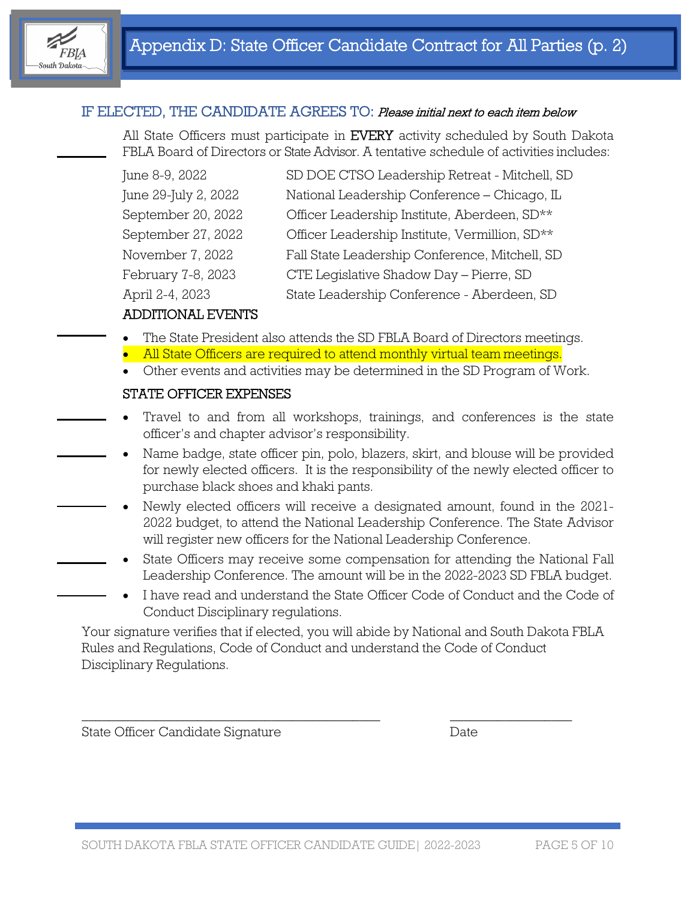# Appendix D: State Officer Candidate Contract for All Parties (p. 2)

## IF ELECTED, THE CANDIDATE AGREES TO: *Please initial next to each item below*

_______ All State Officers must participate in **EVERY** activity scheduled by South Dakota FBLA Board of Directors or State Advisor. A tentative schedule of activities includes:

| | |
|---|---|
| June 8-9, 2022 | SD DOE CTSO Leadership Retreat - Mitchell, SD |
| June 29-July 2, 2022 | National Leadership Conference – Chicago, IL |
| September 20, 2022 | Officer Leadership Institute, Aberdeen, SD** |
| September 27, 2022 | Officer Leadership Institute, Vermillion, SD** |
| November 7, 2022 | Fall State Leadership Conference, Mitchell, SD |
| February 7-8, 2023 | CTE Legislative Shadow Day – Pierre, SD |
| April 2-4, 2023 | State Leadership Conference - Aberdeen, SD |

### ADDITIONAL EVENTS

_______
- The State President also attends the SD FBLA Board of Directors meetings.
- All State Officers are required to attend monthly virtual team meetings.
- Other events and activities may be determined in the SD Program of Work.

### STATE OFFICER EXPENSES

_______ • Travel to and from all workshops, trainings, and conferences is the state officer's and chapter advisor's responsibility.

_______ • Name badge, state officer pin, polo, blazers, skirt, and blouse will be provided for newly elected officers. It is the responsibility of the newly elected officer to purchase black shoes and khaki pants.

_______ • Newly elected officers will receive a designated amount, found in the 2021-2022 budget, to attend the National Leadership Conference. The State Advisor will register new officers for the National Leadership Conference.

_______ • State Officers may receive some compensation for attending the National Fall Leadership Conference. The amount will be in the 2022-2023 SD FBLA budget.

_______ • I have read and understand the State Officer Code of Conduct and the Code of Conduct Disciplinary regulations.

Your signature verifies that if elected, you will abide by National and South Dakota FBLA Rules and Regulations, Code of Conduct and understand the Code of Conduct Disciplinary Regulations.

_____________________________________________ ___________________

State Officer Candidate Signature Date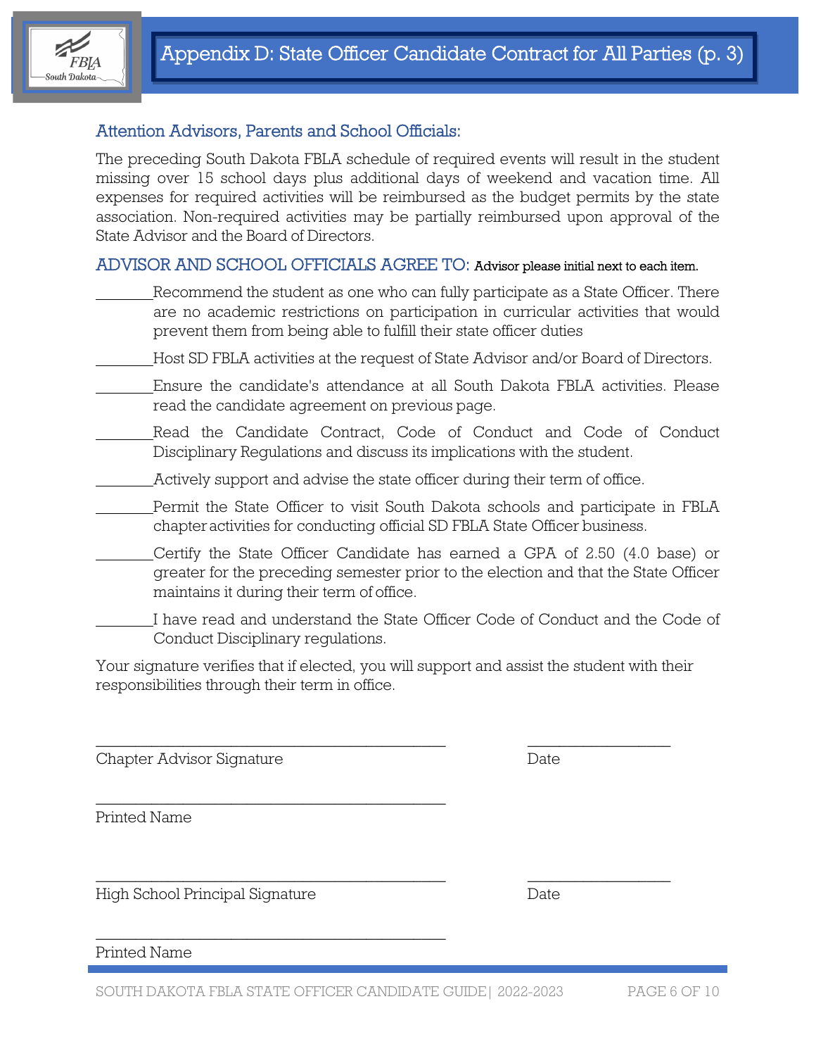# Appendix D: State Officer Candidate Contract for All Parties (p. 3)

## Attention Advisors, Parents and School Officials:

The preceding South Dakota FBLA schedule of required events will result in the student missing over 15 school days plus additional days of weekend and vacation time. All expenses for required activities will be reimbursed as the budget permits by the state association. Non-required activities may be partially reimbursed upon approval of the State Advisor and the Board of Directors.

## ADVISOR AND SCHOOL OFFICIALS AGREE TO: Advisor please initial next to each item.

________Recommend the student as one who can fully participate as a State Officer. There are no academic restrictions on participation in curricular activities that would prevent them from being able to fulfill their state officer duties

________Host SD FBLA activities at the request of State Advisor and/or Board of Directors.

________Ensure the candidate's attendance at all South Dakota FBLA activities. Please read the candidate agreement on previous page.

________Read the Candidate Contract, Code of Conduct and Code of Conduct Disciplinary Regulations and discuss its implications with the student.

________Actively support and advise the state officer during their term of office.

________Permit the State Officer to visit South Dakota schools and participate in FBLA chapter activities for conducting official SD FBLA State Officer business.

________Certify the State Officer Candidate has earned a GPA of 2.50 (4.0 base) or greater for the preceding semester prior to the election and that the State Officer maintains it during their term of office.

________I have read and understand the State Officer Code of Conduct and the Code of Conduct Disciplinary regulations.

Your signature verifies that if elected, you will support and assist the student with their responsibilities through their term in office.

______________________________________________ ___________________
Chapter Advisor Signature Date

______________________________________________
Printed Name

______________________________________________ ___________________
High School Principal Signature Date

______________________________________________
Printed Name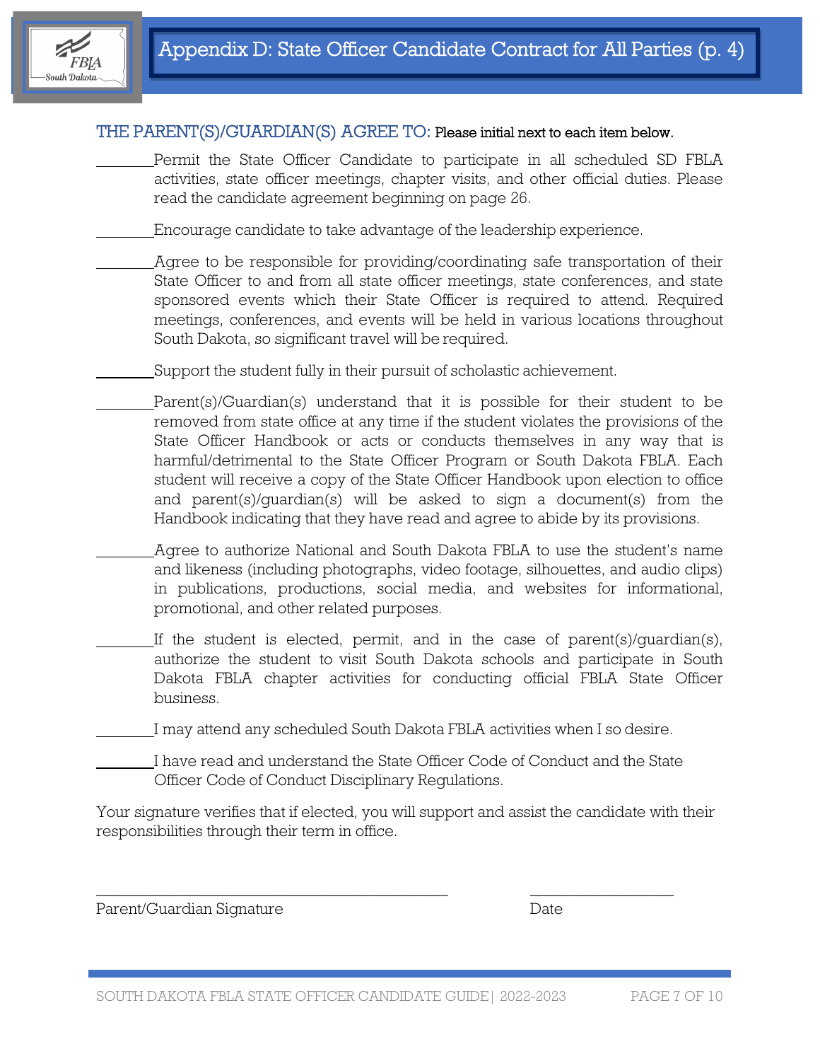# Appendix D: State Officer Candidate Contract for All Parties (p. 4)

## THE PARENT(S)/GUARDIAN(S) AGREE TO: Please initial next to each item below.

________Permit the State Officer Candidate to participate in all scheduled SD FBLA activities, state officer meetings, chapter visits, and other official duties. Please read the candidate agreement beginning on page 26.

________Encourage candidate to take advantage of the leadership experience.

________Agree to be responsible for providing/coordinating safe transportation of their State Officer to and from all state officer meetings, state conferences, and state sponsored events which their State Officer is required to attend. Required meetings, conferences, and events will be held in various locations throughout South Dakota, so significant travel will be required.

________Support the student fully in their pursuit of scholastic achievement.

________Parent(s)/Guardian(s) understand that it is possible for their student to be removed from state office at any time if the student violates the provisions of the State Officer Handbook or acts or conducts themselves in any way that is harmful/detrimental to the State Officer Program or South Dakota FBLA. Each student will receive a copy of the State Officer Handbook upon election to office and parent(s)/guardian(s) will be asked to sign a document(s) from the Handbook indicating that they have read and agree to abide by its provisions.

________Agree to authorize National and South Dakota FBLA to use the student's name and likeness (including photographs, video footage, silhouettes, and audio clips) in publications, productions, social media, and websites for informational, promotional, and other related purposes.

________If the student is elected, permit, and in the case of parent(s)/guardian(s), authorize the student to visit South Dakota schools and participate in South Dakota FBLA chapter activities for conducting official FBLA State Officer business.

________I may attend any scheduled South Dakota FBLA activities when I so desire.

________I have read and understand the State Officer Code of Conduct and the State Officer Code of Conduct Disciplinary Regulations.

Your signature verifies that if elected, you will support and assist the candidate with their responsibilities through their term in office.

______________________________________________ ____________________

Parent/Guardian Signature Date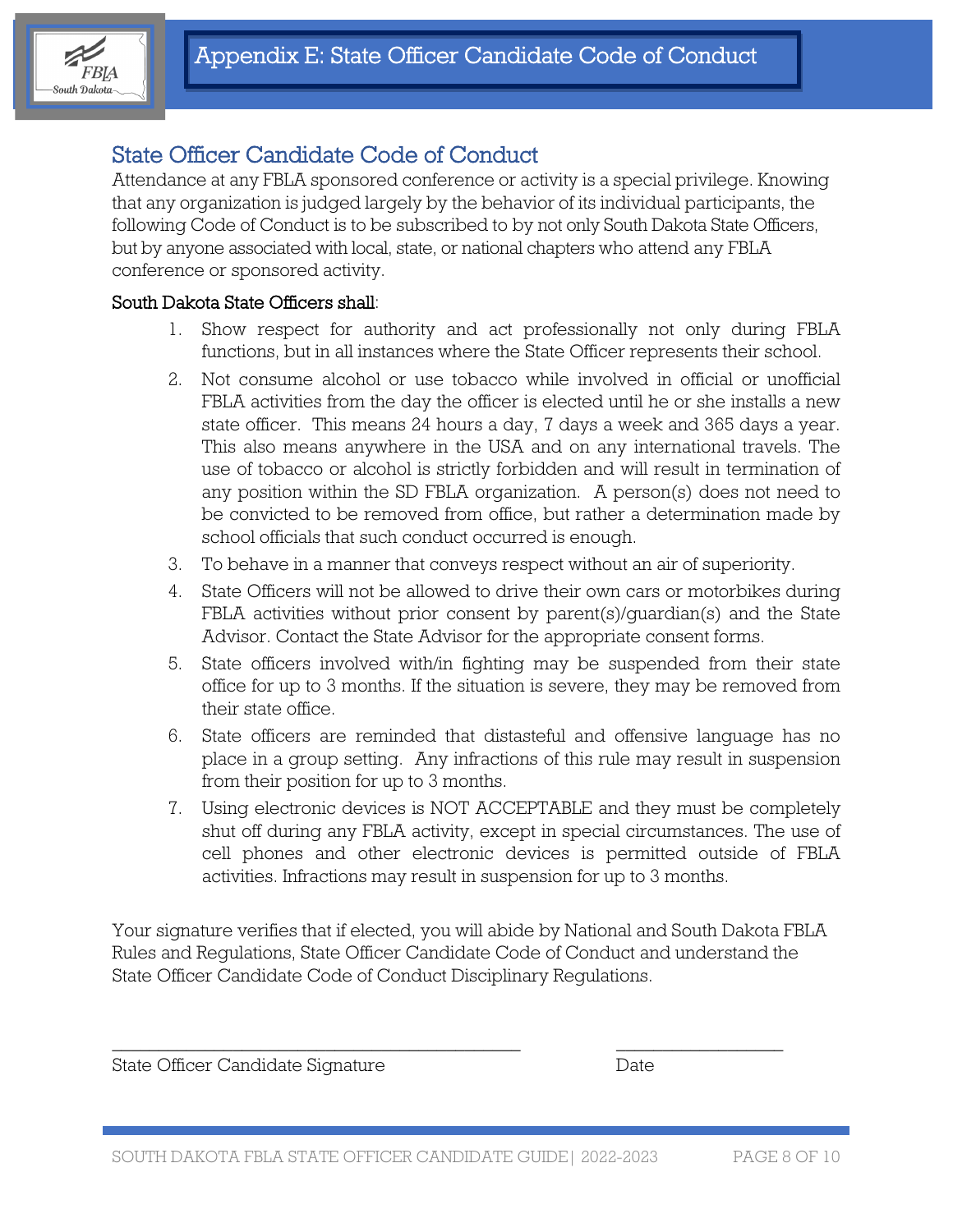# Appendix E: State Officer Candidate Code of Conduct

## State Officer Candidate Code of Conduct

Attendance at any FBLA sponsored conference or activity is a special privilege. Knowing that any organization is judged largely by the behavior of its individual participants, the following Code of Conduct is to be subscribed to by not only South Dakota State Officers, but by anyone associated with local, state, or national chapters who attend any FBLA conference or sponsored activity.

South Dakota State Officers shall:

1. Show respect for authority and act professionally not only during FBLA functions, but in all instances where the State Officer represents their school.
2. Not consume alcohol or use tobacco while involved in official or unofficial FBLA activities from the day the officer is elected until he or she installs a new state officer. This means 24 hours a day, 7 days a week and 365 days a year. This also means anywhere in the USA and on any international travels. The use of tobacco or alcohol is strictly forbidden and will result in termination of any position within the SD FBLA organization. A person(s) does not need to be convicted to be removed from office, but rather a determination made by school officials that such conduct occurred is enough.
3. To behave in a manner that conveys respect without an air of superiority.
4. State Officers will not be allowed to drive their own cars or motorbikes during FBLA activities without prior consent by parent(s)/guardian(s) and the State Advisor. Contact the State Advisor for the appropriate consent forms.
5. State officers involved with/in fighting may be suspended from their state office for up to 3 months. If the situation is severe, they may be removed from their state office.
6. State officers are reminded that distasteful and offensive language has no place in a group setting. Any infractions of this rule may result in suspension from their position for up to 3 months.
7. Using electronic devices is NOT ACCEPTABLE and they must be completely shut off during any FBLA activity, except in special circumstances. The use of cell phones and other electronic devices is permitted outside of FBLA activities. Infractions may result in suspension for up to 3 months.

Your signature verifies that if elected, you will abide by National and South Dakota FBLA Rules and Regulations, State Officer Candidate Code of Conduct and understand the State Officer Candidate Code of Conduct Disciplinary Regulations.

_____________________________________________ ___________________

State Officer Candidate Signature Date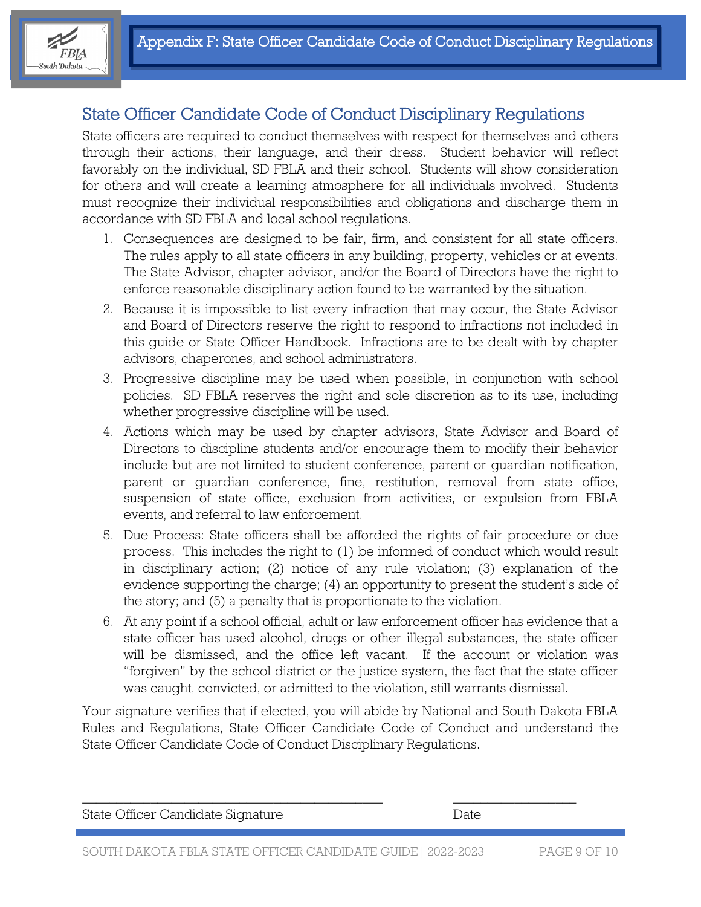# Appendix F: State Officer Candidate Code of Conduct Disciplinary Regulations

## State Officer Candidate Code of Conduct Disciplinary Regulations

State officers are required to conduct themselves with respect for themselves and others through their actions, their language, and their dress. Student behavior will reflect favorably on the individual, SD FBLA and their school. Students will show consideration for others and will create a learning atmosphere for all individuals involved. Students must recognize their individual responsibilities and obligations and discharge them in accordance with SD FBLA and local school regulations.

1. Consequences are designed to be fair, firm, and consistent for all state officers. The rules apply to all state officers in any building, property, vehicles or at events. The State Advisor, chapter advisor, and/or the Board of Directors have the right to enforce reasonable disciplinary action found to be warranted by the situation.
2. Because it is impossible to list every infraction that may occur, the State Advisor and Board of Directors reserve the right to respond to infractions not included in this guide or State Officer Handbook. Infractions are to be dealt with by chapter advisors, chaperones, and school administrators.
3. Progressive discipline may be used when possible, in conjunction with school policies. SD FBLA reserves the right and sole discretion as to its use, including whether progressive discipline will be used.
4. Actions which may be used by chapter advisors, State Advisor and Board of Directors to discipline students and/or encourage them to modify their behavior include but are not limited to student conference, parent or guardian notification, parent or guardian conference, fine, restitution, removal from state office, suspension of state office, exclusion from activities, or expulsion from FBLA events, and referral to law enforcement.
5. Due Process: State officers shall be afforded the rights of fair procedure or due process. This includes the right to (1) be informed of conduct which would result in disciplinary action; (2) notice of any rule violation; (3) explanation of the evidence supporting the charge; (4) an opportunity to present the student's side of the story; and (5) a penalty that is proportionate to the violation.
6. At any point if a school official, adult or law enforcement officer has evidence that a state officer has used alcohol, drugs or other illegal substances, the state officer will be dismissed, and the office left vacant. If the account or violation was "forgiven" by the school district or the justice system, the fact that the state officer was caught, convicted, or admitted to the violation, still warrants dismissal.

Your signature verifies that if elected, you will abide by National and South Dakota FBLA Rules and Regulations, State Officer Candidate Code of Conduct and understand the State Officer Candidate Code of Conduct Disciplinary Regulations.

_____________________________________________ ___________________

State Officer Candidate Signature Date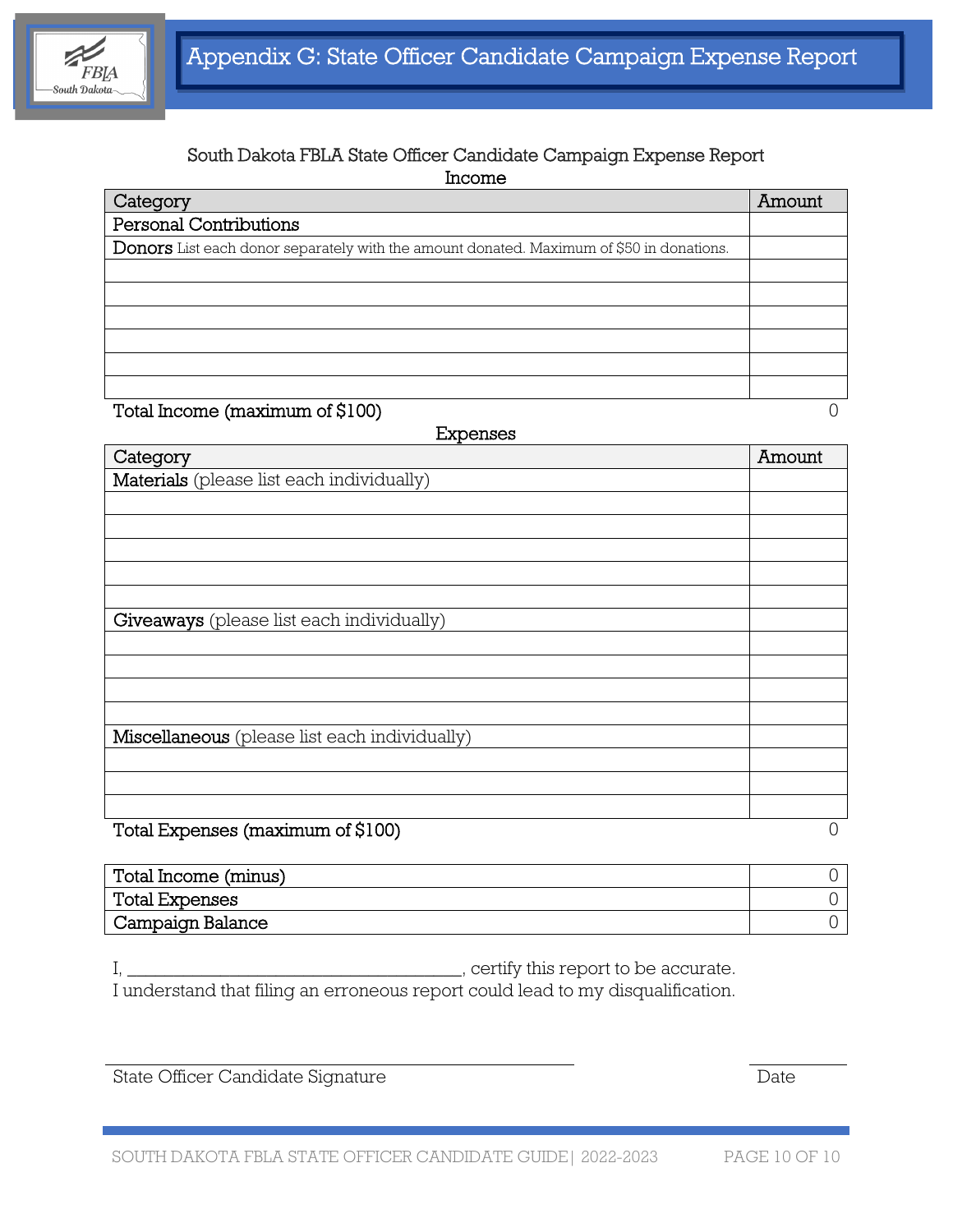# Appendix G: State Officer Candidate Campaign Expense Report

South Dakota FBLA State Officer Candidate Campaign Expense Report

Income

| Category | Amount |
|---|---|
| Personal Contributions | |
| Donors List each donor separately with the amount donated. Maximum of $50 in donations. | |
| | |
| | |
| | |
| | |
| | |
| | |
| Total Income (maximum of $100) | 0 |

Expenses

| Category | Amount |
|---|---|
| Materials (please list each individually) | |
| | |
| | |
| | |
| | |
| | |
| Giveaways (please list each individually) | |
| | |
| | |
| | |
| | |
| Miscellaneous (please list each individually) | |
| | |
| | |
| | |
| Total Expenses (maximum of $100) | 0 |

| | |
|---|---|
| Total Income (minus) | 0 |
| Total Expenses | 0 |
| Campaign Balance | 0 |

I, ______________________________________, certify this report to be accurate.
I understand that filing an erroneous report could lead to my disqualification.

______________________________________ ______________

State Officer Candidate Signature Date